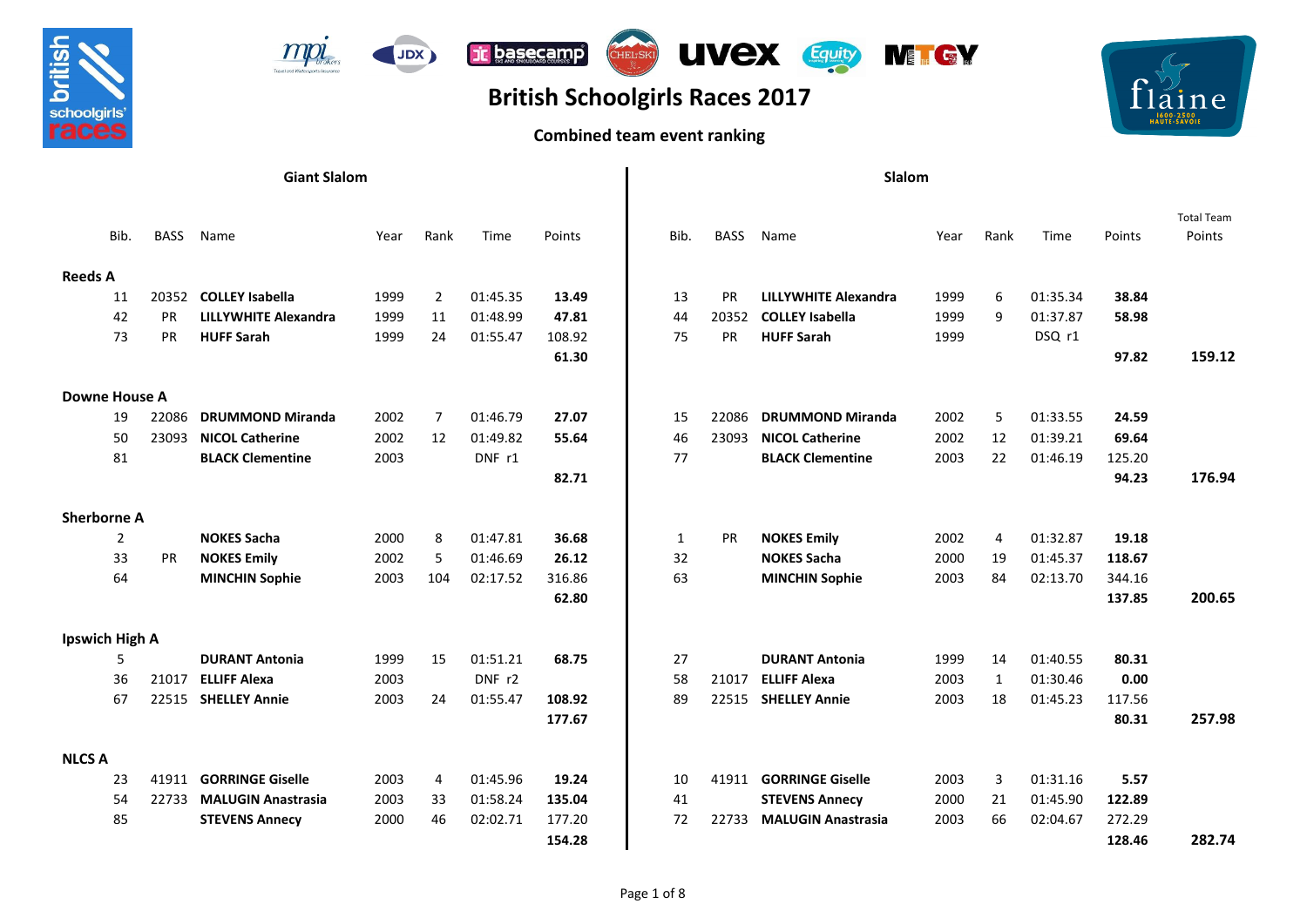# British Schoolgirls Races 2017

## Combined team event ranking

| | Giant Slalom | | | | | | | Slalom | | | | | | | |
|---|---|---|---|---|---|---|---|---|---|---|---|---|---|---|---|
| Bib. | BASS | Name | Year | Rank | Time | Points | | Bib. | BASS | Name | Year | Rank | Time | Points | Total Team Points |
| **Reeds A** | | | | | | | | | | | | | | | |
| 11 | 20352 | **COLLEY Isabella** | 1999 | 2 | 01:45.35 | **13.49** | | 13 | PR | **LILLYWHITE Alexandra** | 1999 | 6 | 01:35.34 | **38.84** | |
| 42 | PR | **LILLYWHITE Alexandra** | 1999 | 11 | 01:48.99 | **47.81** | | 44 | 20352 | **COLLEY Isabella** | 1999 | 9 | 01:37.87 | **58.98** | |
| 73 | PR | **HUFF Sarah** | 1999 | 24 | 01:55.47 | 108.92 | | 75 | PR | **HUFF Sarah** | 1999 | | DSQ r1 | | |
| | | | | | | **61.30** | | | | | | | | **97.82** | **159.12** |
| **Downe House A** | | | | | | | | | | | | | | | |
| 19 | 22086 | **DRUMMOND Miranda** | 2002 | 7 | 01:46.79 | **27.07** | | 15 | 22086 | **DRUMMOND Miranda** | 2002 | 5 | 01:33.55 | **24.59** | |
| 50 | 23093 | **NICOL Catherine** | 2002 | 12 | 01:49.82 | **55.64** | | 46 | 23093 | **NICOL Catherine** | 2002 | 12 | 01:39.21 | **69.64** | |
| 81 | | **BLACK Clementine** | 2003 | | DNF r1 | | | 77 | | **BLACK Clementine** | 2003 | 22 | 01:46.19 | 125.20 | |
| | | | | | | **82.71** | | | | | | | | **94.23** | **176.94** |
| **Sherborne A** | | | | | | | | | | | | | | | |
| 2 | | **NOKES Sacha** | 2000 | 8 | 01:47.81 | **36.68** | | 1 | PR | **NOKES Emily** | 2002 | 4 | 01:32.87 | **19.18** | |
| 33 | PR | **NOKES Emily** | 2002 | 5 | 01:46.69 | **26.12** | | 32 | | **NOKES Sacha** | 2000 | 19 | 01:45.37 | **118.67** | |
| 64 | | **MINCHIN Sophie** | 2003 | 104 | 02:17.52 | 316.86 | | 63 | | **MINCHIN Sophie** | 2003 | 84 | 02:13.70 | 344.16 | |
| | | | | | | **62.80** | | | | | | | | **137.85** | **200.65** |
| **Ipswich High A** | | | | | | | | | | | | | | | |
| 5 | | **DURANT Antonia** | 1999 | 15 | 01:51.21 | **68.75** | | 27 | | **DURANT Antonia** | 1999 | 14 | 01:40.55 | **80.31** | |
| 36 | 21017 | **ELLIFF Alexa** | 2003 | | DNF r2 | | | 58 | 21017 | **ELLIFF Alexa** | 2003 | 1 | 01:30.46 | **0.00** | |
| 67 | 22515 | **SHELLEY Annie** | 2003 | 24 | 01:55.47 | **108.92** | | 89 | 22515 | **SHELLEY Annie** | 2003 | 18 | 01:45.23 | 117.56 | |
| | | | | | | **177.67** | | | | | | | | **80.31** | **257.98** |
| **NLCS A** | | | | | | | | | | | | | | | |
| 23 | 41911 | **GORRINGE Giselle** | 2003 | 4 | 01:45.96 | **19.24** | | 10 | 41911 | **GORRINGE Giselle** | 2003 | 3 | 01:31.16 | **5.57** | |
| 54 | 22733 | **MALUGIN Anastrasia** | 2003 | 33 | 01:58.24 | **135.04** | | 41 | | **STEVENS Annecy** | 2000 | 21 | 01:45.90 | **122.89** | |
| 85 | | **STEVENS Annecy** | 2000 | 46 | 02:02.71 | 177.20 | | 72 | 22733 | **MALUGIN Anastrasia** | 2003 | 66 | 02:04.67 | 272.29 | |
| | | | | | | **154.28** | | | | | | | | **128.46** | **282.74** |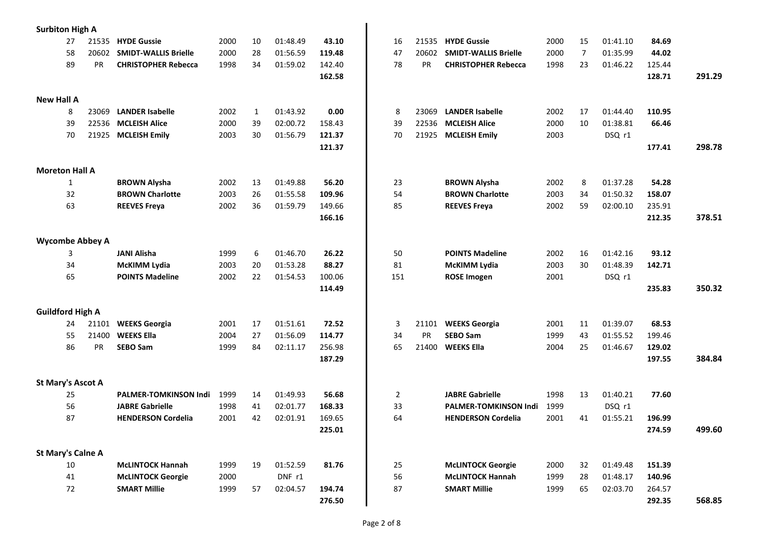| | | | | | | | | | | | | | | | | |
|---|---|---|---|---|---|---|---|---|---|---|---|---|---|---|---|---|
| **Surbiton High A** | | | | | | | | | | | | | | | | |
| 27 | 21535 | **HYDE Gussie** | 2000 | 10 | 01:48.49 | **43.10** | 16 | 21535 | **HYDE Gussie** | 2000 | 15 | 01:41.10 | **84.69** | | | |
| 58 | 20602 | **SMIDT-WALLIS Brielle** | 2000 | 28 | 01:56.59 | **119.48** | 47 | 20602 | **SMIDT-WALLIS Brielle** | 2000 | 7 | 01:35.99 | **44.02** | | | |
| 89 | PR | **CHRISTOPHER Rebecca** | 1998 | 34 | 01:59.02 | 142.40 | 78 | PR | **CHRISTOPHER Rebecca** | 1998 | 23 | 01:46.22 | 125.44 | | | |
| | | | | | | **162.58** | | | | | | | **128.71** | **291.29** | | |
| **New Hall A** | | | | | | | | | | | | | | | | |
| 8 | 23069 | **LANDER Isabelle** | 2002 | 1 | 01:43.92 | **0.00** | 8 | 23069 | **LANDER Isabelle** | 2002 | 17 | 01:44.40 | **110.95** | | | |
| 39 | 22536 | **MCLEISH Alice** | 2000 | 39 | 02:00.72 | 158.43 | 39 | 22536 | **MCLEISH Alice** | 2000 | 10 | 01:38.81 | **66.46** | | | |
| 70 | 21925 | **MCLEISH Emily** | 2003 | 30 | 01:56.79 | **121.37** | 70 | 21925 | **MCLEISH Emily** | 2003 | | DSQ r1 | | | | |
| | | | | | | **121.37** | | | | | | | **177.41** | **298.78** | | |
| **Moreton Hall A** | | | | | | | | | | | | | | | | |
| 1 | | **BROWN Alysha** | 2002 | 13 | 01:49.88 | **56.20** | 23 | | **BROWN Alysha** | 2002 | 8 | 01:37.28 | **54.28** | | | |
| 32 | | **BROWN Charlotte** | 2003 | 26 | 01:55.58 | **109.96** | 54 | | **BROWN Charlotte** | 2003 | 34 | 01:50.32 | **158.07** | | | |
| 63 | | **REEVES Freya** | 2002 | 36 | 01:59.79 | 149.66 | 85 | | **REEVES Freya** | 2002 | 59 | 02:00.10 | 235.91 | | | |
| | | | | | | **166.16** | | | | | | | **212.35** | **378.51** | | |
| **Wycombe Abbey A** | | | | | | | | | | | | | | | | |
| 3 | | **JANI Alisha** | 1999 | 6 | 01:46.70 | **26.22** | 50 | | **POINTS Madeline** | 2002 | 16 | 01:42.16 | **93.12** | | | |
| 34 | | **McKIMM Lydia** | 2003 | 20 | 01:53.28 | **88.27** | 81 | | **McKIMM Lydia** | 2003 | 30 | 01:48.39 | **142.71** | | | |
| 65 | | **POINTS Madeline** | 2002 | 22 | 01:54.53 | 100.06 | 151 | | **ROSE Imogen** | 2001 | | DSQ r1 | | | | |
| | | | | | | **114.49** | | | | | | | **235.83** | **350.32** | | |
| **Guildford High A** | | | | | | | | | | | | | | | | |
| 24 | 21101 | **WEEKS Georgia** | 2001 | 17 | 01:51.61 | **72.52** | 3 | 21101 | **WEEKS Georgia** | 2001 | 11 | 01:39.07 | **68.53** | | | |
| 55 | 21400 | **WEEKS Ella** | 2004 | 27 | 01:56.09 | **114.77** | 34 | PR | **SEBO Sam** | 1999 | 43 | 01:55.52 | 199.46 | | | |
| 86 | PR | **SEBO Sam** | 1999 | 84 | 02:11.17 | 256.98 | 65 | 21400 | **WEEKS Ella** | 2004 | 25 | 01:46.67 | **129.02** | | | |
| | | | | | | **187.29** | | | | | | | **197.55** | **384.84** | | |
| **St Mary's Ascot A** | | | | | | | | | | | | | | | | |
| 25 | | **PALMER-TOMKINSON Indi** | 1999 | 14 | 01:49.93 | **56.68** | 2 | | **JABRE Gabrielle** | 1998 | 13 | 01:40.21 | **77.60** | | | |
| 56 | | **JABRE Gabrielle** | 1998 | 41 | 02:01.77 | **168.33** | 33 | | **PALMER-TOMKINSON Indi** | 1999 | | DSQ r1 | | | | |
| 87 | | **HENDERSON Cordelia** | 2001 | 42 | 02:01.91 | 169.65 | 64 | | **HENDERSON Cordelia** | 2001 | 41 | 01:55.21 | **196.99** | | | |
| | | | | | | **225.01** | | | | | | | **274.59** | **499.60** | | |
| **St Mary's Calne A** | | | | | | | | | | | | | | | | |
| 10 | | **McLINTOCK Hannah** | 1999 | 19 | 01:52.59 | **81.76** | 25 | | **McLINTOCK Georgie** | 2000 | 32 | 01:49.48 | 151.39 | | | |
| 41 | | **McLINTOCK Georgie** | 2000 | | DNF r1 | | 56 | | **McLINTOCK Hannah** | 1999 | 28 | 01:48.17 | **140.96** | | | |
| 72 | | **SMART Millie** | 1999 | 57 | 02:04.57 | **194.74** | 87 | | **SMART Millie** | 1999 | 65 | 02:03.70 | 264.57 | | | |
| | | | | | | **276.50** | | | | | | | **292.35** | **568.85** | | |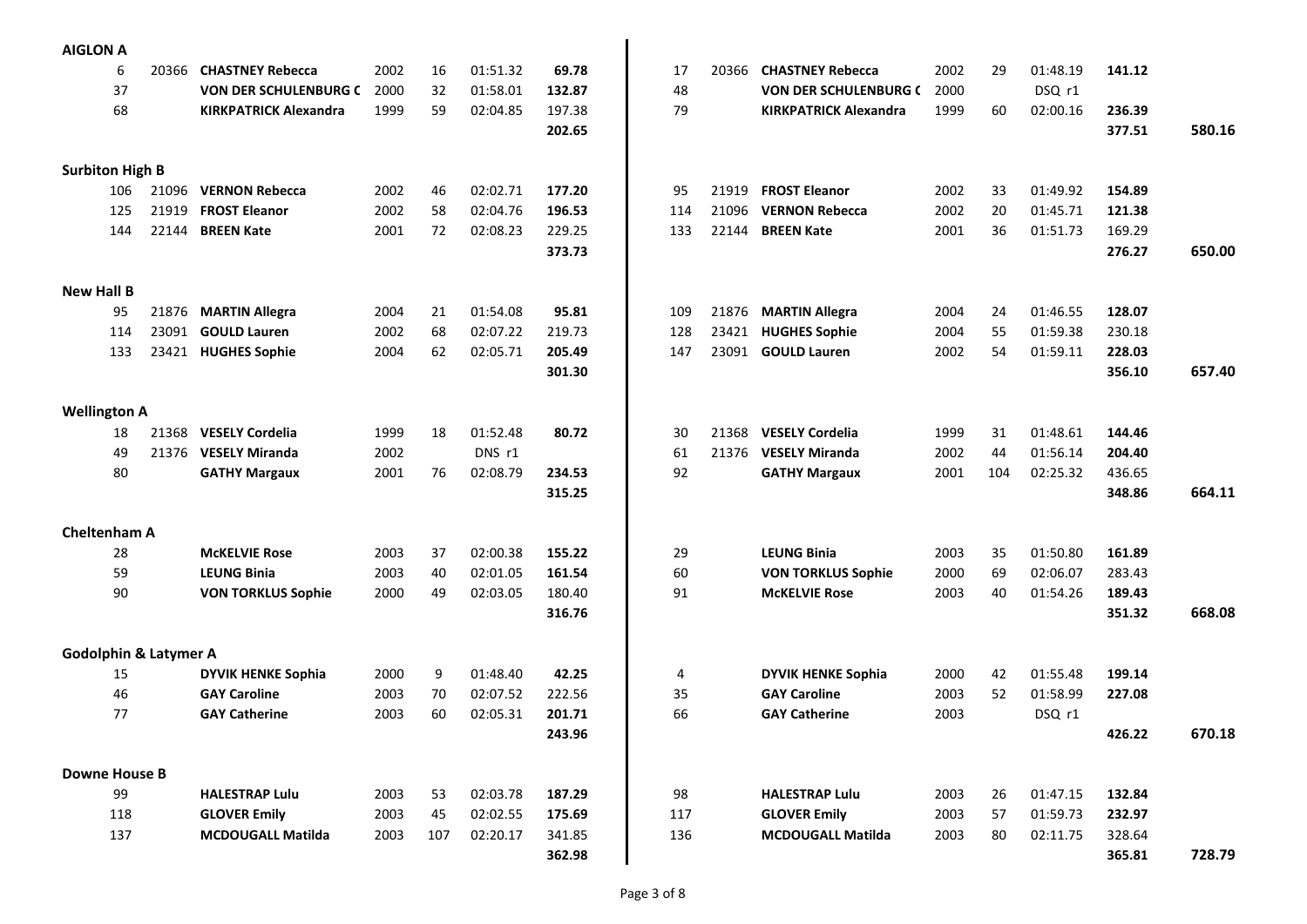**AIGLON A**

| | | | | | | | | | | | | | | | |
|---|---|---|---|---|---|---|---|---|---|---|---|---|---|---|---|
| 6 | 20366 | **CHASTNEY Rebecca** | 2002 | 16 | 01:51.32 | **69.78** | 17 | 20366 | **CHASTNEY Rebecca** | 2002 | 29 | 01:48.19 | **141.12** | | |
| 37 | | **VON DER SCHULENBURG C** | 2000 | 32 | 01:58.01 | **132.87** | 48 | | **VON DER SCHULENBURG C** | 2000 | | DSQ r1 | | | |
| 68 | | **KIRKPATRICK Alexandra** | 1999 | 59 | 02:04.85 | 197.38 | 79 | | **KIRKPATRICK Alexandra** | 1999 | 60 | 02:00.16 | **236.39** | | |
| | | | | | | **202.65** | | | | | | | **377.51** | **580.16** | |

**Surbiton High B**

| | | | | | | | | | | | | | | |
|---|---|---|---|---|---|---|---|---|---|---|---|---|---|---|
| 106 | 21096 | **VERNON Rebecca** | 2002 | 46 | 02:02.71 | **177.20** | 95 | 21919 | **FROST Eleanor** | 2002 | 33 | 01:49.92 | **154.89** | |
| 125 | 21919 | **FROST Eleanor** | 2002 | 58 | 02:04.76 | **196.53** | 114 | 21096 | **VERNON Rebecca** | 2002 | 20 | 01:45.71 | **121.38** | |
| 144 | 22144 | **BREEN Kate** | 2001 | 72 | 02:08.23 | 229.25 | 133 | 22144 | **BREEN Kate** | 2001 | 36 | 01:51.73 | 169.29 | |
| | | | | | | **373.73** | | | | | | | **276.27** | **650.00** |

**New Hall B**

| | | | | | | | | | | | | | | |
|---|---|---|---|---|---|---|---|---|---|---|---|---|---|---|
| 95 | 21876 | **MARTIN Allegra** | 2004 | 21 | 01:54.08 | **95.81** | 109 | 21876 | **MARTIN Allegra** | 2004 | 24 | 01:46.55 | **128.07** | |
| 114 | 23091 | **GOULD Lauren** | 2002 | 68 | 02:07.22 | 219.73 | 128 | 23421 | **HUGHES Sophie** | 2004 | 55 | 01:59.38 | 230.18 | |
| 133 | 23421 | **HUGHES Sophie** | 2004 | 62 | 02:05.71 | **205.49** | 147 | 23091 | **GOULD Lauren** | 2002 | 54 | 01:59.11 | **228.03** | |
| | | | | | | **301.30** | | | | | | | **356.10** | **657.40** |

**Wellington A**

| | | | | | | | | | | | | | | |
|---|---|---|---|---|---|---|---|---|---|---|---|---|---|---|
| 18 | 21368 | **VESELY Cordelia** | 1999 | 18 | 01:52.48 | **80.72** | 30 | 21368 | **VESELY Cordelia** | 1999 | 31 | 01:48.61 | **144.46** | |
| 49 | 21376 | **VESELY Miranda** | 2002 | | DNS r1 | | 61 | 21376 | **VESELY Miranda** | 2002 | 44 | 01:56.14 | **204.40** | |
| 80 | | **GATHY Margaux** | 2001 | 76 | 02:08.79 | **234.53** | 92 | | **GATHY Margaux** | 2001 | 104 | 02:25.32 | 436.65 | |
| | | | | | | **315.25** | | | | | | | **348.86** | **664.11** |

**Cheltenham A**

| | | | | | | | | | | | | | | |
|---|---|---|---|---|---|---|---|---|---|---|---|---|---|---|
| 28 | | **McKELVIE Rose** | 2003 | 37 | 02:00.38 | **155.22** | 29 | | **LEUNG Binia** | 2003 | 35 | 01:50.80 | **161.89** | |
| 59 | | **LEUNG Binia** | 2003 | 40 | 02:01.05 | **161.54** | 60 | | **VON TORKLUS Sophie** | 2000 | 69 | 02:06.07 | 283.43 | |
| 90 | | **VON TORKLUS Sophie** | 2000 | 49 | 02:03.05 | 180.40 | 91 | | **McKELVIE Rose** | 2003 | 40 | 01:54.26 | **189.43** | |
| | | | | | | **316.76** | | | | | | | **351.32** | **668.08** |

**Godolphin & Latymer A**

| | | | | | | | | | | | | | | |
|---|---|---|---|---|---|---|---|---|---|---|---|---|---|---|
| 15 | | **DYVIK HENKE Sophia** | 2000 | 9 | 01:48.40 | **42.25** | 4 | | **DYVIK HENKE Sophia** | 2000 | 42 | 01:55.48 | **199.14** | |
| 46 | | **GAY Caroline** | 2003 | 70 | 02:07.52 | 222.56 | 35 | | **GAY Caroline** | 2003 | 52 | 01:58.99 | **227.08** | |
| 77 | | **GAY Catherine** | 2003 | 60 | 02:05.31 | **201.71** | 66 | | **GAY Catherine** | 2003 | | DSQ r1 | | |
| | | | | | | **243.96** | | | | | | | **426.22** | **670.18** |

**Downe House B**

| | | | | | | | | | | | | | | |
|---|---|---|---|---|---|---|---|---|---|---|---|---|---|---|
| 99 | | **HALESTRAP Lulu** | 2003 | 53 | 02:03.78 | **187.29** | 98 | | **HALESTRAP Lulu** | 2003 | 26 | 01:47.15 | **132.84** | |
| 118 | | **GLOVER Emily** | 2003 | 45 | 02:02.55 | **175.69** | 117 | | **GLOVER Emily** | 2003 | 57 | 01:59.73 | **232.97** | |
| 137 | | **MCDOUGALL Matilda** | 2003 | 107 | 02:20.17 | 341.85 | 136 | | **MCDOUGALL Matilda** | 2003 | 80 | 02:11.75 | 328.64 | |
| | | | | | | **362.98** | | | | | | | **365.81** | **728.79** |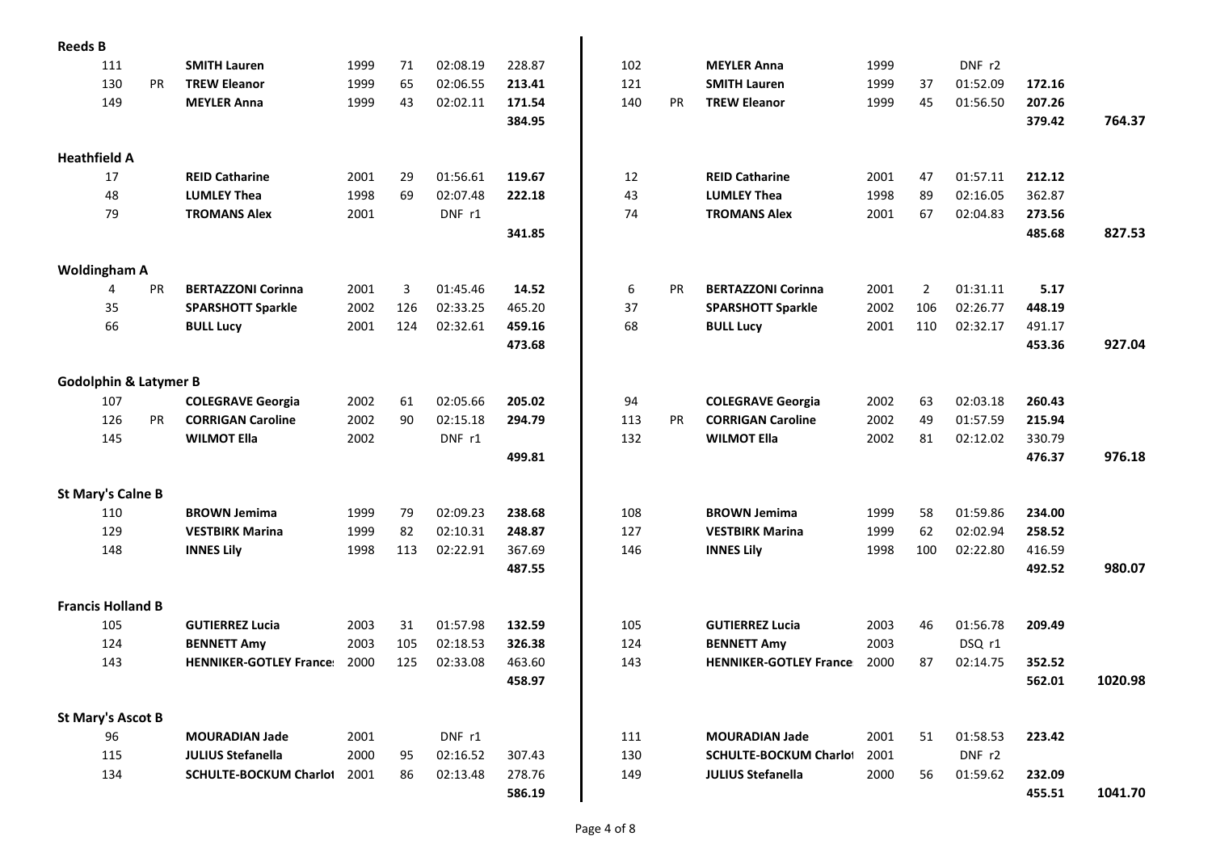**Reeds B**

| | | | | | | | | | | | | | | | | |
|---|---|---|---|---|---|---|---|---|---|---|---|---|---|---|---|---|
| 111 | | SMITH Lauren | 1999 | 71 | 02:08.19 | 228.87 | 102 | | MEYLER Anna | 1999 | | DNF r2 | | |
| 130 | PR | TREW Eleanor | 1999 | 65 | 02:06.55 | **213.41** | 121 | | SMITH Lauren | 1999 | 37 | 01:52.09 | **172.16** | |
| 149 | | MEYLER Anna | 1999 | 43 | 02:02.11 | **171.54** | 140 | PR | TREW Eleanor | 1999 | 45 | 01:56.50 | **207.26** | |
| | | | | | | **384.95** | | | | | | | **379.42** | **764.37** |

**Heathfield A**

| | | | | | | | | | | | | | | |
|---|---|---|---|---|---|---|---|---|---|---|---|---|---|---|
| 17 | | REID Catharine | 2001 | 29 | 01:56.61 | **119.67** | 12 | | REID Catharine | 2001 | 47 | 01:57.11 | **212.12** | |
| 48 | | LUMLEY Thea | 1998 | 69 | 02:07.48 | **222.18** | 43 | | LUMLEY Thea | 1998 | 89 | 02:16.05 | 362.87 | |
| 79 | | TROMANS Alex | 2001 | | DNF r1 | | 74 | | TROMANS Alex | 2001 | 67 | 02:04.83 | **273.56** | |
| | | | | | | **341.85** | | | | | | | **485.68** | **827.53** |

**Woldingham A**

| | | | | | | | | | | | | | | |
|---|---|---|---|---|---|---|---|---|---|---|---|---|---|---|
| 4 | PR | BERTAZZONI Corinna | 2001 | 3 | 01:45.46 | **14.52** | 6 | PR | BERTAZZONI Corinna | 2001 | 2 | 01:31.11 | **5.17** | |
| 35 | | SPARSHOTT Sparkle | 2002 | 126 | 02:33.25 | 465.20 | 37 | | SPARSHOTT Sparkle | 2002 | 106 | 02:26.77 | **448.19** | |
| 66 | | BULL Lucy | 2001 | 124 | 02:32.61 | **459.16** | 68 | | BULL Lucy | 2001 | 110 | 02:32.17 | 491.17 | |
| | | | | | | **473.68** | | | | | | | **453.36** | **927.04** |

**Godolphin & Latymer B**

| | | | | | | | | | | | | | | |
|---|---|---|---|---|---|---|---|---|---|---|---|---|---|---|
| 107 | | COLEGRAVE Georgia | 2002 | 61 | 02:05.66 | **205.02** | 94 | | COLEGRAVE Georgia | 2002 | 63 | 02:03.18 | **260.43** | |
| 126 | PR | CORRIGAN Caroline | 2002 | 90 | 02:15.18 | **294.79** | 113 | PR | CORRIGAN Caroline | 2002 | 49 | 01:57.59 | **215.94** | |
| 145 | | WILMOT Ella | 2002 | | DNF r1 | | 132 | | WILMOT Ella | 2002 | 81 | 02:12.02 | 330.79 | |
| | | | | | | **499.81** | | | | | | | **476.37** | **976.18** |

**St Mary's Calne B**

| | | | | | | | | | | | | | | |
|---|---|---|---|---|---|---|---|---|---|---|---|---|---|---|
| 110 | | BROWN Jemima | 1999 | 79 | 02:09.23 | **238.68** | 108 | | BROWN Jemima | 1999 | 58 | 01:59.86 | **234.00** | |
| 129 | | VESTBIRK Marina | 1999 | 82 | 02:10.31 | **248.87** | 127 | | VESTBIRK Marina | 1999 | 62 | 02:02.94 | **258.52** | |
| 148 | | INNES Lily | 1998 | 113 | 02:22.91 | 367.69 | 146 | | INNES Lily | 1998 | 100 | 02:22.80 | 416.59 | |
| | | | | | | **487.55** | | | | | | | **492.52** | **980.07** |

**Francis Holland B**

| | | | | | | | | | | | | | | |
|---|---|---|---|---|---|---|---|---|---|---|---|---|---|---|
| 105 | | GUTIERREZ Lucia | 2003 | 31 | 01:57.98 | **132.59** | 105 | | GUTIERREZ Lucia | 2003 | 46 | 01:56.78 | **209.49** | |
| 124 | | BENNETT Amy | 2003 | 105 | 02:18.53 | **326.38** | 124 | | BENNETT Amy | 2003 | | DSQ r1 | | |
| 143 | | HENNIKER-GOTLEY Frances | 2000 | 125 | 02:33.08 | 463.60 | 143 | | HENNIKER-GOTLEY Frances | 2000 | 87 | 02:14.75 | **352.52** | |
| | | | | | | **458.97** | | | | | | | **562.01** | **1020.98** |

**St Mary's Ascot B**

| | | | | | | | | | | | | | | |
|---|---|---|---|---|---|---|---|---|---|---|---|---|---|---|
| 96 | | MOURADIAN Jade | 2001 | | DNF r1 | | 111 | | MOURADIAN Jade | 2001 | 51 | 01:58.53 | **223.42** | |
| 115 | | JULIUS Stefanella | 2000 | 95 | 02:16.52 | 307.43 | 130 | | SCHULTE-BOCKUM Charlot | 2001 | | DNF r2 | | |
| 134 | | SCHULTE-BOCKUM Charlot | 2001 | 86 | 02:13.48 | 278.76 | 149 | | JULIUS Stefanella | 2000 | 56 | 01:59.62 | **232.09** | |
| | | | | | | **586.19** | | | | | | | **455.51** | **1041.70** |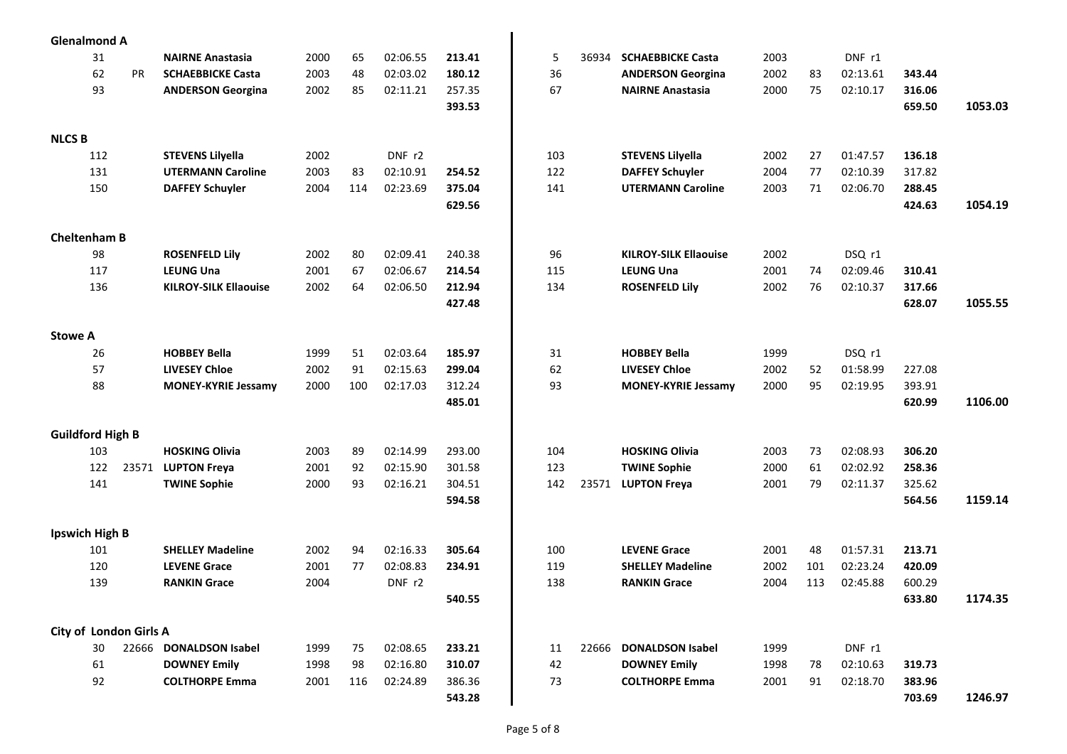### Glenalmond A

| | | | | | | | | | | | | | | | | |
|---|---|---|---|---|---|---|---|---|---|---|---|---|---|---|---|---|
| 31 | | **NAIRNE Anastasia** | 2000 | 65 | 02:06.55 | **213.41** | 5 | 36934 | **SCHAEBBICKE Casta** | 2003 | | DNF r1 | | | |
| 62 | PR | **SCHAEBBICKE Casta** | 2003 | 48 | 02:03.02 | **180.12** | 36 | | **ANDERSON Georgina** | 2002 | 83 | 02:13.61 | **343.44** | |
| 93 | | **ANDERSON Georgina** | 2002 | 85 | 02:11.21 | 257.35 | 67 | | **NAIRNE Anastasia** | 2000 | 75 | 02:10.17 | **316.06** | |
| | | | | | | **393.53** | | | | | | | **659.50** | **1053.03** |

### NLCS B

| | | | | | | | | | | | | | | |
|---|---|---|---|---|---|---|---|---|---|---|---|---|---|---|
| 112 | | **STEVENS Lilyella** | 2002 | | DNF r2 | | 103 | | **STEVENS Lilyella** | 2002 | 27 | 01:47.57 | **136.18** | |
| 131 | | **UTERMANN Caroline** | 2003 | 83 | 02:10.91 | **254.52** | 122 | | **DAFFEY Schuyler** | 2004 | 77 | 02:10.39 | 317.82 | |
| 150 | | **DAFFEY Schuyler** | 2004 | 114 | 02:23.69 | **375.04** | 141 | | **UTERMANN Caroline** | 2003 | 71 | 02:06.70 | **288.45** | |
| | | | | | | **629.56** | | | | | | | **424.63** | **1054.19** |

### Cheltenham B

| | | | | | | | | | | | | | | |
|---|---|---|---|---|---|---|---|---|---|---|---|---|---|---|
| 98 | | **ROSENFELD Lily** | 2002 | 80 | 02:09.41 | 240.38 | 96 | | **KILROY-SILK Ellaouise** | 2002 | | DSQ r1 | | |
| 117 | | **LEUNG Una** | 2001 | 67 | 02:06.67 | **214.54** | 115 | | **LEUNG Una** | 2001 | 74 | 02:09.46 | **310.41** | |
| 136 | | **KILROY-SILK Ellaouise** | 2002 | 64 | 02:06.50 | **212.94** | 134 | | **ROSENFELD Lily** | 2002 | 76 | 02:10.37 | **317.66** | |
| | | | | | | **427.48** | | | | | | | **628.07** | **1055.55** |

### Stowe A

| | | | | | | | | | | | | | | |
|---|---|---|---|---|---|---|---|---|---|---|---|---|---|---|
| 26 | | **HOBBEY Bella** | 1999 | 51 | 02:03.64 | **185.97** | 31 | | **HOBBEY Bella** | 1999 | | DSQ r1 | | |
| 57 | | **LIVESEY Chloe** | 2002 | 91 | 02:15.63 | **299.04** | 62 | | **LIVESEY Chloe** | 2002 | 52 | 01:58.99 | 227.08 | |
| 88 | | **MONEY-KYRIE Jessamy** | 2000 | 100 | 02:17.03 | 312.24 | 93 | | **MONEY-KYRIE Jessamy** | 2000 | 95 | 02:19.95 | 393.91 | |
| | | | | | | **485.01** | | | | | | | **620.99** | **1106.00** |

### Guildford High B

| | | | | | | | | | | | | | | |
|---|---|---|---|---|---|---|---|---|---|---|---|---|---|---|
| 103 | | **HOSKING Olivia** | 2003 | 89 | 02:14.99 | 293.00 | 104 | | **HOSKING Olivia** | 2003 | 73 | 02:08.93 | **306.20** | |
| 122 | 23571 | **LUPTON Freya** | 2001 | 92 | 02:15.90 | 301.58 | 123 | | **TWINE Sophie** | 2000 | 61 | 02:02.92 | 258.36 | |
| 141 | | **TWINE Sophie** | 2000 | 93 | 02:16.21 | 304.51 | 142 | 23571 | **LUPTON Freya** | 2001 | 79 | 02:11.37 | 325.62 | |
| | | | | | | **594.58** | | | | | | | **564.56** | **1159.14** |

### Ipswich High B

| | | | | | | | | | | | | | | |
|---|---|---|---|---|---|---|---|---|---|---|---|---|---|---|
| 101 | | **SHELLEY Madeline** | 2002 | 94 | 02:16.33 | **305.64** | 100 | | **LEVENE Grace** | 2001 | 48 | 01:57.31 | 213.71 | |
| 120 | | **LEVENE Grace** | 2001 | 77 | 02:08.83 | **234.91** | 119 | | **SHELLEY Madeline** | 2002 | 101 | 02:23.24 | **420.09** | |
| 139 | | **RANKIN Grace** | 2004 | | DNF r2 | | 138 | | **RANKIN Grace** | 2004 | 113 | 02:45.88 | 600.29 | |
| | | | | | | **540.55** | | | | | | | **633.80** | **1174.35** |

### City of London Girls A

| | | | | | | | | | | | | | | |
|---|---|---|---|---|---|---|---|---|---|---|---|---|---|---|
| 30 | 22666 | **DONALDSON Isabel** | 1999 | 75 | 02:08.65 | **233.21** | 11 | 22666 | **DONALDSON Isabel** | 1999 | | DNF r1 | | |
| 61 | | **DOWNEY Emily** | 1998 | 98 | 02:16.80 | **310.07** | 42 | | **DOWNEY Emily** | 1998 | 78 | 02:10.63 | **319.73** | |
| 92 | | **COLTHORPE Emma** | 2001 | 116 | 02:24.89 | 386.36 | 73 | | **COLTHORPE Emma** | 2001 | 91 | 02:18.70 | **383.96** | |
| | | | | | | **543.28** | | | | | | | **703.69** | **1246.97** |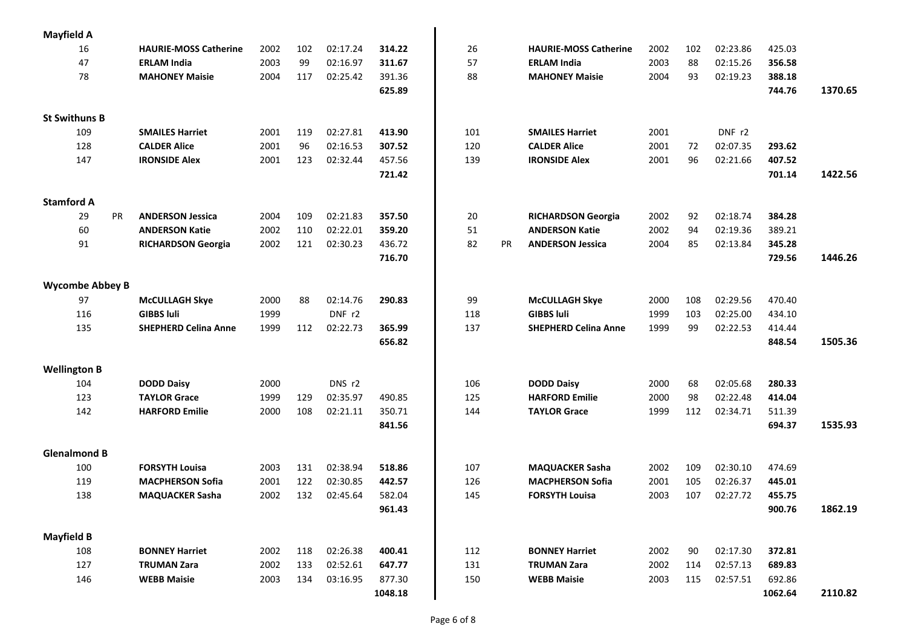**Mayfield A**

| | | | | | | | | | | | | | | | | |
|---|---|---|---|---|---|---|---|---|---|---|---|---|---|---|---|---|
| 16 | | **HAURIE-MOSS Catherine** | 2002 | 102 | 02:17.24 | **314.22** | 26 | | **HAURIE-MOSS Catherine** | 2002 | 102 | 02:23.86 | 425.03 | |
| 47 | | **ERLAM India** | 2003 | 99 | 02:16.97 | **311.67** | 57 | | **ERLAM India** | 2003 | 88 | 02:15.26 | **356.58** | |
| 78 | | **MAHONEY Maisie** | 2004 | 117 | 02:25.42 | 391.36 | 88 | | **MAHONEY Maisie** | 2004 | 93 | 02:19.23 | **388.18** | |
| | | | | | | **625.89** | | | | | | | **744.76** | **1370.65** |

**St Swithuns B**

| | | | | | | | | | | | | | | |
|---|---|---|---|---|---|---|---|---|---|---|---|---|---|---|
| 109 | | **SMAILES Harriet** | 2001 | 119 | 02:27.81 | **413.90** | 101 | | **SMAILES Harriet** | 2001 | | DNF r2 | | |
| 128 | | **CALDER Alice** | 2001 | 96 | 02:16.53 | **307.52** | 120 | | **CALDER Alice** | 2001 | 72 | 02:07.35 | **293.62** | |
| 147 | | **IRONSIDE Alex** | 2001 | 123 | 02:32.44 | 457.56 | 139 | | **IRONSIDE Alex** | 2001 | 96 | 02:21.66 | **407.52** | |
| | | | | | | **721.42** | | | | | | | **701.14** | **1422.56** |

**Stamford A**

| | | | | | | | | | | | | | | |
|---|---|---|---|---|---|---|---|---|---|---|---|---|---|---|
| 29 | PR | **ANDERSON Jessica** | 2004 | 109 | 02:21.83 | **357.50** | 20 | | **RICHARDSON Georgia** | 2002 | 92 | 02:18.74 | **384.28** | |
| 60 | | **ANDERSON Katie** | 2002 | 110 | 02:22.01 | **359.20** | 51 | | **ANDERSON Katie** | 2002 | 94 | 02:19.36 | 389.21 | |
| 91 | | **RICHARDSON Georgia** | 2002 | 121 | 02:30.23 | 436.72 | 82 | PR | **ANDERSON Jessica** | 2004 | 85 | 02:13.84 | **345.28** | |
| | | | | | | **716.70** | | | | | | | **729.56** | **1446.26** |

**Wycombe Abbey B**

| | | | | | | | | | | | | | | |
|---|---|---|---|---|---|---|---|---|---|---|---|---|---|---|
| 97 | | **McCULLAGH Skye** | 2000 | 88 | 02:14.76 | **290.83** | 99 | | **McCULLAGH Skye** | 2000 | 108 | 02:29.56 | 470.40 | |
| 116 | | **GIBBS luli** | 1999 | | DNF r2 | | 118 | | **GIBBS luli** | 1999 | 103 | 02:25.00 | 434.10 | |
| 135 | | **SHEPHERD Celina Anne** | 1999 | 112 | 02:22.73 | **365.99** | 137 | | **SHEPHERD Celina Anne** | 1999 | 99 | 02:22.53 | 414.44 | |
| | | | | | | **656.82** | | | | | | | **848.54** | **1505.36** |

**Wellington B**

| | | | | | | | | | | | | | | |
|---|---|---|---|---|---|---|---|---|---|---|---|---|---|---|
| 104 | | **DODD Daisy** | 2000 | | DNS r2 | | 106 | | **DODD Daisy** | 2000 | 68 | 02:05.68 | **280.33** | |
| 123 | | **TAYLOR Grace** | 1999 | 129 | 02:35.97 | 490.85 | 125 | | **HARFORD Emilie** | 2000 | 98 | 02:22.48 | **414.04** | |
| 142 | | **HARFORD Emilie** | 2000 | 108 | 02:21.11 | 350.71 | 144 | | **TAYLOR Grace** | 1999 | 112 | 02:34.71 | 511.39 | |
| | | | | | | **841.56** | | | | | | | **694.37** | **1535.93** |

**Glenalmond B**

| | | | | | | | | | | | | | | |
|---|---|---|---|---|---|---|---|---|---|---|---|---|---|---|
| 100 | | **FORSYTH Louisa** | 2003 | 131 | 02:38.94 | **518.86** | 107 | | **MAQUACKER Sasha** | 2002 | 109 | 02:30.10 | 474.69 | |
| 119 | | **MACPHERSON Sofia** | 2001 | 122 | 02:30.85 | **442.57** | 126 | | **MACPHERSON Sofia** | 2001 | 105 | 02:26.37 | **445.01** | |
| 138 | | **MAQUACKER Sasha** | 2002 | 132 | 02:45.64 | 582.04 | 145 | | **FORSYTH Louisa** | 2003 | 107 | 02:27.72 | **455.75** | |
| | | | | | | **961.43** | | | | | | | **900.76** | **1862.19** |

**Mayfield B**

| | | | | | | | | | | | | | | |
|---|---|---|---|---|---|---|---|---|---|---|---|---|---|---|
| 108 | | **BONNEY Harriet** | 2002 | 118 | 02:26.38 | **400.41** | 112 | | **BONNEY Harriet** | 2002 | 90 | 02:17.30 | **372.81** | |
| 127 | | **TRUMAN Zara** | 2002 | 133 | 02:52.61 | **647.77** | 131 | | **TRUMAN Zara** | 2002 | 114 | 02:57.13 | **689.83** | |
| 146 | | **WEBB Maisie** | 2003 | 134 | 03:16.95 | 877.30 | 150 | | **WEBB Maisie** | 2003 | 115 | 02:57.51 | 692.86 | |
| | | | | | | **1048.18** | | | | | | | **1062.64** | **2110.82** |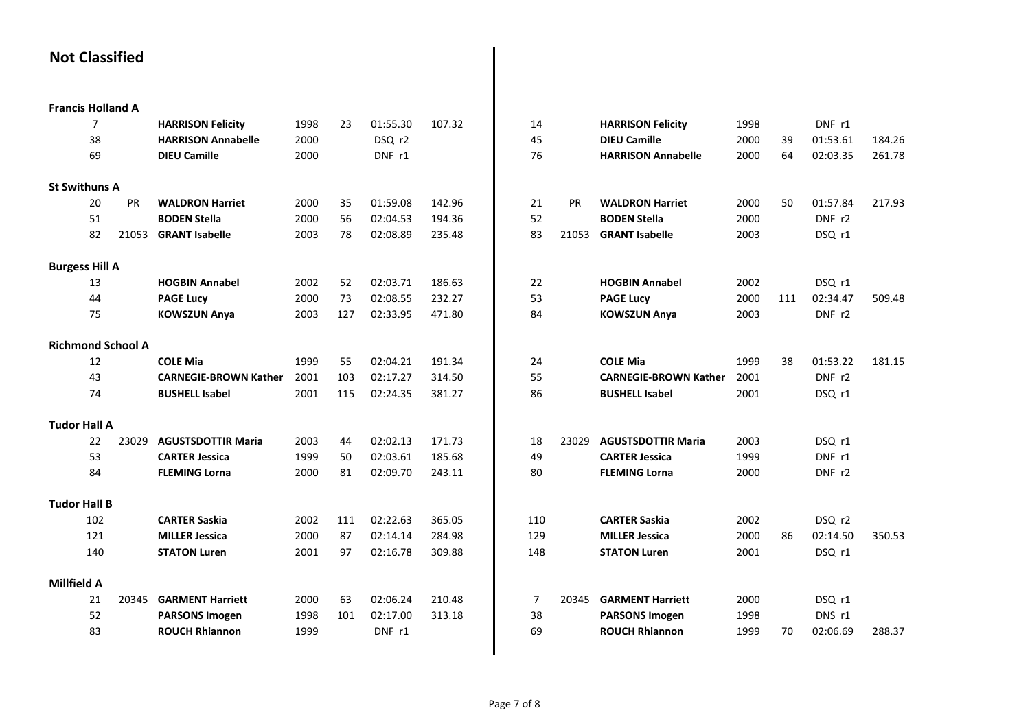## Not Classified

### Francis Holland A

| | | | | | | | | | | | | | | |
|---|---|---|---|---|---|---|---|---|---|---|---|---|---|---|
| 7 | | **HARRISON Felicity** | 1998 | 23 | 01:55.30 | 107.32 | | 14 | | **HARRISON Felicity** | 1998 | | DNF r1 | |
| 38 | | **HARRISON Annabelle** | 2000 | | DSQ r2 | | | 45 | | **DIEU Camille** | 2000 | 39 | 01:53.61 | 184.26 |
| 69 | | **DIEU Camille** | 2000 | | DNF r1 | | | 76 | | **HARRISON Annabelle** | 2000 | 64 | 02:03.35 | 261.78 |

### St Swithuns A

| | | | | | | | | | | | | | | |
|---|---|---|---|---|---|---|---|---|---|---|---|---|---|---|
| 20 | PR | **WALDRON Harriet** | 2000 | 35 | 01:59.08 | 142.96 | | 21 | PR | **WALDRON Harriet** | 2000 | 50 | 01:57.84 | 217.93 |
| 51 | | **BODEN Stella** | 2000 | 56 | 02:04.53 | 194.36 | | 52 | | **BODEN Stella** | 2000 | | DNF r2 | |
| 82 | 21053 | **GRANT Isabelle** | 2003 | 78 | 02:08.89 | 235.48 | | 83 | 21053 | **GRANT Isabelle** | 2003 | | DSQ r1 | |

### Burgess Hill A

| | | | | | | | | | | | | | | |
|---|---|---|---|---|---|---|---|---|---|---|---|---|---|---|
| 13 | | **HOGBIN Annabel** | 2002 | 52 | 02:03.71 | 186.63 | | 22 | | **HOGBIN Annabel** | 2002 | | DSQ r1 | |
| 44 | | **PAGE Lucy** | 2000 | 73 | 02:08.55 | 232.27 | | 53 | | **PAGE Lucy** | 2000 | 111 | 02:34.47 | 509.48 |
| 75 | | **KOWSZUN Anya** | 2003 | 127 | 02:33.95 | 471.80 | | 84 | | **KOWSZUN Anya** | 2003 | | DNF r2 | |

### Richmond School A

| | | | | | | | | | | | | | | |
|---|---|---|---|---|---|---|---|---|---|---|---|---|---|---|
| 12 | | **COLE Mia** | 1999 | 55 | 02:04.21 | 191.34 | | 24 | | **COLE Mia** | 1999 | 38 | 01:53.22 | 181.15 |
| 43 | | **CARNEGIE-BROWN Kather** | 2001 | 103 | 02:17.27 | 314.50 | | 55 | | **CARNEGIE-BROWN Kather** | 2001 | | DNF r2 | |
| 74 | | **BUSHELL Isabel** | 2001 | 115 | 02:24.35 | 381.27 | | 86 | | **BUSHELL Isabel** | 2001 | | DSQ r1 | |

### Tudor Hall A

| | | | | | | | | | | | | | | |
|---|---|---|---|---|---|---|---|---|---|---|---|---|---|---|
| 22 | 23029 | **AGUSTSDOTTIR Maria** | 2003 | 44 | 02:02.13 | 171.73 | | 18 | 23029 | **AGUSTSDOTTIR Maria** | 2003 | | DSQ r1 | |
| 53 | | **CARTER Jessica** | 1999 | 50 | 02:03.61 | 185.68 | | 49 | | **CARTER Jessica** | 1999 | | DNF r1 | |
| 84 | | **FLEMING Lorna** | 2000 | 81 | 02:09.70 | 243.11 | | 80 | | **FLEMING Lorna** | 2000 | | DNF r2 | |

### Tudor Hall B

| | | | | | | | | | | | | | | |
|---|---|---|---|---|---|---|---|---|---|---|---|---|---|---|
| 102 | | **CARTER Saskia** | 2002 | 111 | 02:22.63 | 365.05 | | 110 | | **CARTER Saskia** | 2002 | | DSQ r2 | |
| 121 | | **MILLER Jessica** | 2000 | 87 | 02:14.14 | 284.98 | | 129 | | **MILLER Jessica** | 2000 | 86 | 02:14.50 | 350.53 |
| 140 | | **STATON Luren** | 2001 | 97 | 02:16.78 | 309.88 | | 148 | | **STATON Luren** | 2001 | | DSQ r1 | |

### Millfield A

| | | | | | | | | | | | | | | |
|---|---|---|---|---|---|---|---|---|---|---|---|---|---|---|
| 21 | 20345 | **GARMENT Harriett** | 2000 | 63 | 02:06.24 | 210.48 | | 7 | 20345 | **GARMENT Harriett** | 2000 | | DSQ r1 | |
| 52 | | **PARSONS Imogen** | 1998 | 101 | 02:17.00 | 313.18 | | 38 | | **PARSONS Imogen** | 1998 | | DNS r1 | |
| 83 | | **ROUCH Rhiannon** | 1999 | | DNF r1 | | | 69 | | **ROUCH Rhiannon** | 1999 | 70 | 02:06.69 | 288.37 |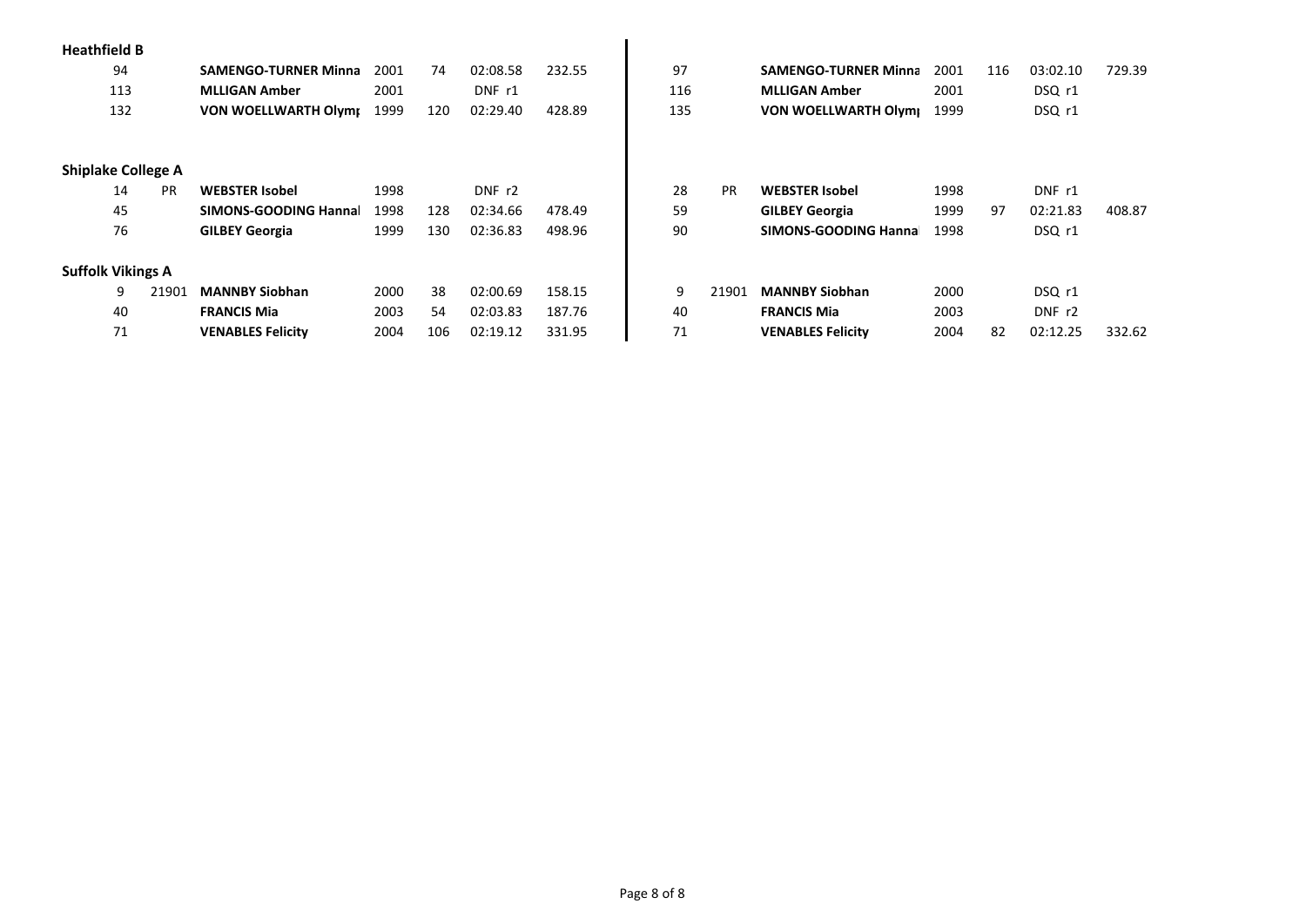### Heathfield B

| | | | | | | | | | | | | | |
|---|---|---|---|---|---|---|---|---|---|---|---|---|---|
| 94 | | **SAMENGO-TURNER Minna** | 2001 | 74 | 02:08.58 | 232.55 | 97 | | **SAMENGO-TURNER Minna** | 2001 | 116 | 03:02.10 | 729.39 |
| 113 | | **MLLIGAN Amber** | 2001 | | DNF r1 | | 116 | | **MLLIGAN Amber** | 2001 | | DSQ r1 | |
| 132 | | **VON WOELLWARTH Olymp** | 1999 | 120 | 02:29.40 | 428.89 | 135 | | **VON WOELLWARTH Olymp** | 1999 | | DSQ r1 | |

### Shiplake College A

| | | | | | | | | | | | | | |
|---|---|---|---|---|---|---|---|---|---|---|---|---|---|
| 14 | PR | **WEBSTER Isobel** | 1998 | | DNF r2 | | 28 | PR | **WEBSTER Isobel** | 1998 | | DNF r1 | |
| 45 | | **SIMONS-GOODING Hannah** | 1998 | 128 | 02:34.66 | 478.49 | 59 | | **GILBEY Georgia** | 1999 | 97 | 02:21.83 | 408.87 |
| 76 | | **GILBEY Georgia** | 1999 | 130 | 02:36.83 | 498.96 | 90 | | **SIMONS-GOODING Hannah** | 1998 | | DSQ r1 | |

### Suffolk Vikings A

| | | | | | | | | | | | | | |
|---|---|---|---|---|---|---|---|---|---|---|---|---|---|
| 9 | 21901 | **MANNBY Siobhan** | 2000 | 38 | 02:00.69 | 158.15 | 9 | 21901 | **MANNBY Siobhan** | 2000 | | DSQ r1 | |
| 40 | | **FRANCIS Mia** | 2003 | 54 | 02:03.83 | 187.76 | 40 | | **FRANCIS Mia** | 2003 | | DNF r2 | |
| 71 | | **VENABLES Felicity** | 2004 | 106 | 02:19.12 | 331.95 | 71 | | **VENABLES Felicity** | 2004 | 82 | 02:12.25 | 332.62 |